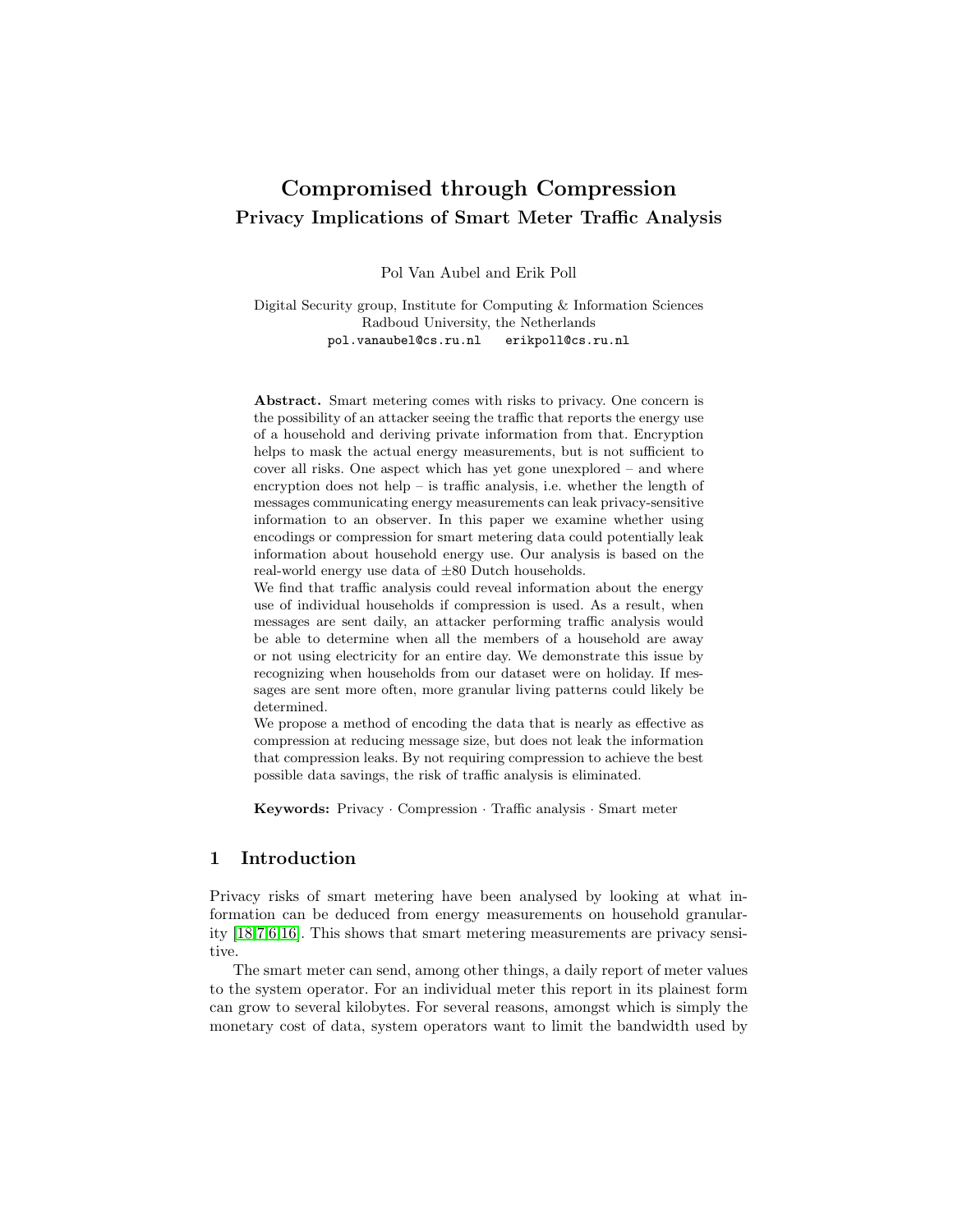# Compromised through Compression

## Privacy Implications of Smart Meter Traffic Analysis

Pol Van Aubel and Erik Poll

Digital Security group, Institute for Computing & Information Sciences
Radboud University, the Netherlands
pol.vanaubel@cs.ru.nl erikpoll@cs.ru.nl

**Abstract.** Smart metering comes with risks to privacy. One concern is the possibility of an attacker seeing the traffic that reports the energy use of a household and deriving private information from that. Encryption helps to mask the actual energy measurements, but is not sufficient to cover all risks. One aspect which has yet gone unexplored – and where encryption does not help – is traffic analysis, i.e. whether the length of messages communicating energy measurements can leak privacy-sensitive information to an observer. In this paper we examine whether using encodings or compression for smart metering data could potentially leak information about household energy use. Our analysis is based on the real-world energy use data of ±80 Dutch households.

We find that traffic analysis could reveal information about the energy use of individual households if compression is used. As a result, when messages are sent daily, an attacker performing traffic analysis would be able to determine when all the members of a household are away or not using electricity for an entire day. We demonstrate this issue by recognizing when households from our dataset were on holiday. If messages are sent more often, more granular living patterns could likely be determined.

We propose a method of encoding the data that is nearly as effective as compression at reducing message size, but does not leak the information that compression leaks. By not requiring compression to achieve the best possible data savings, the risk of traffic analysis is eliminated.

**Keywords:** Privacy · Compression · Traffic analysis · Smart meter

## 1 Introduction

Privacy risks of smart metering have been analysed by looking at what information can be deduced from energy measurements on household granularity [18,7,6,16]. This shows that smart metering measurements are privacy sensitive.

The smart meter can send, among other things, a daily report of meter values to the system operator. For an individual meter this report in its plainest form can grow to several kilobytes. For several reasons, amongst which is simply the monetary cost of data, system operators want to limit the bandwidth used by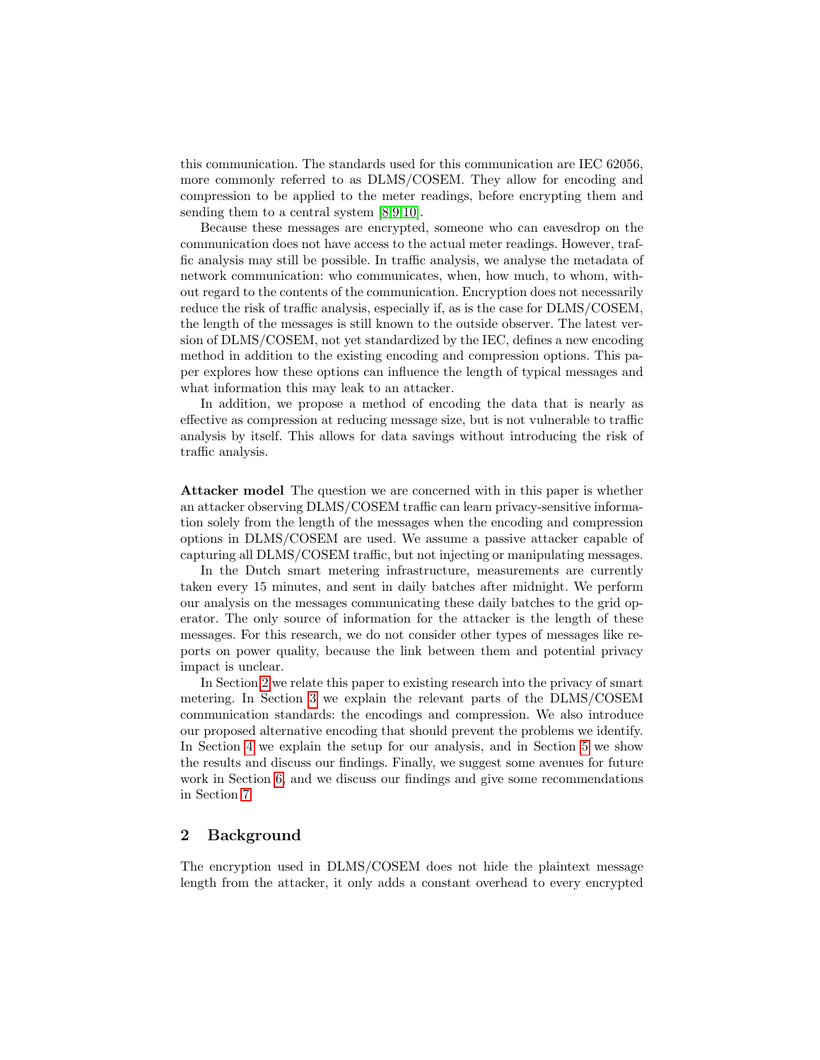this communication. The standards used for this communication are IEC 62056, more commonly referred to as DLMS/COSEM. They allow for encoding and compression to be applied to the meter readings, before encrypting them and sending them to a central system [8,9,10].

Because these messages are encrypted, someone who can eavesdrop on the communication does not have access to the actual meter readings. However, traffic analysis may still be possible. In traffic analysis, we analyse the metadata of network communication: who communicates, when, how much, to whom, without regard to the contents of the communication. Encryption does not necessarily reduce the risk of traffic analysis, especially if, as is the case for DLMS/COSEM, the length of the messages is still known to the outside observer. The latest version of DLMS/COSEM, not yet standardized by the IEC, defines a new encoding method in addition to the existing encoding and compression options. This paper explores how these options can influence the length of typical messages and what information this may leak to an attacker.

In addition, we propose a method of encoding the data that is nearly as effective as compression at reducing message size, but is not vulnerable to traffic analysis by itself. This allows for data savings without introducing the risk of traffic analysis.

**Attacker model** The question we are concerned with in this paper is whether an attacker observing DLMS/COSEM traffic can learn privacy-sensitive information solely from the length of the messages when the encoding and compression options in DLMS/COSEM are used. We assume a passive attacker capable of capturing all DLMS/COSEM traffic, but not injecting or manipulating messages.

In the Dutch smart metering infrastructure, measurements are currently taken every 15 minutes, and sent in daily batches after midnight. We perform our analysis on the messages communicating these daily batches to the grid operator. The only source of information for the attacker is the length of these messages. For this research, we do not consider other types of messages like reports on power quality, because the link between them and potential privacy impact is unclear.

In Section 2 we relate this paper to existing research into the privacy of smart metering. In Section 3 we explain the relevant parts of the DLMS/COSEM communication standards: the encodings and compression. We also introduce our proposed alternative encoding that should prevent the problems we identify. In Section 4 we explain the setup for our analysis, and in Section 5 we show the results and discuss our findings. Finally, we suggest some avenues for future work in Section 6, and we discuss our findings and give some recommendations in Section 7.

## 2 Background

The encryption used in DLMS/COSEM does not hide the plaintext message length from the attacker, it only adds a constant overhead to every encrypted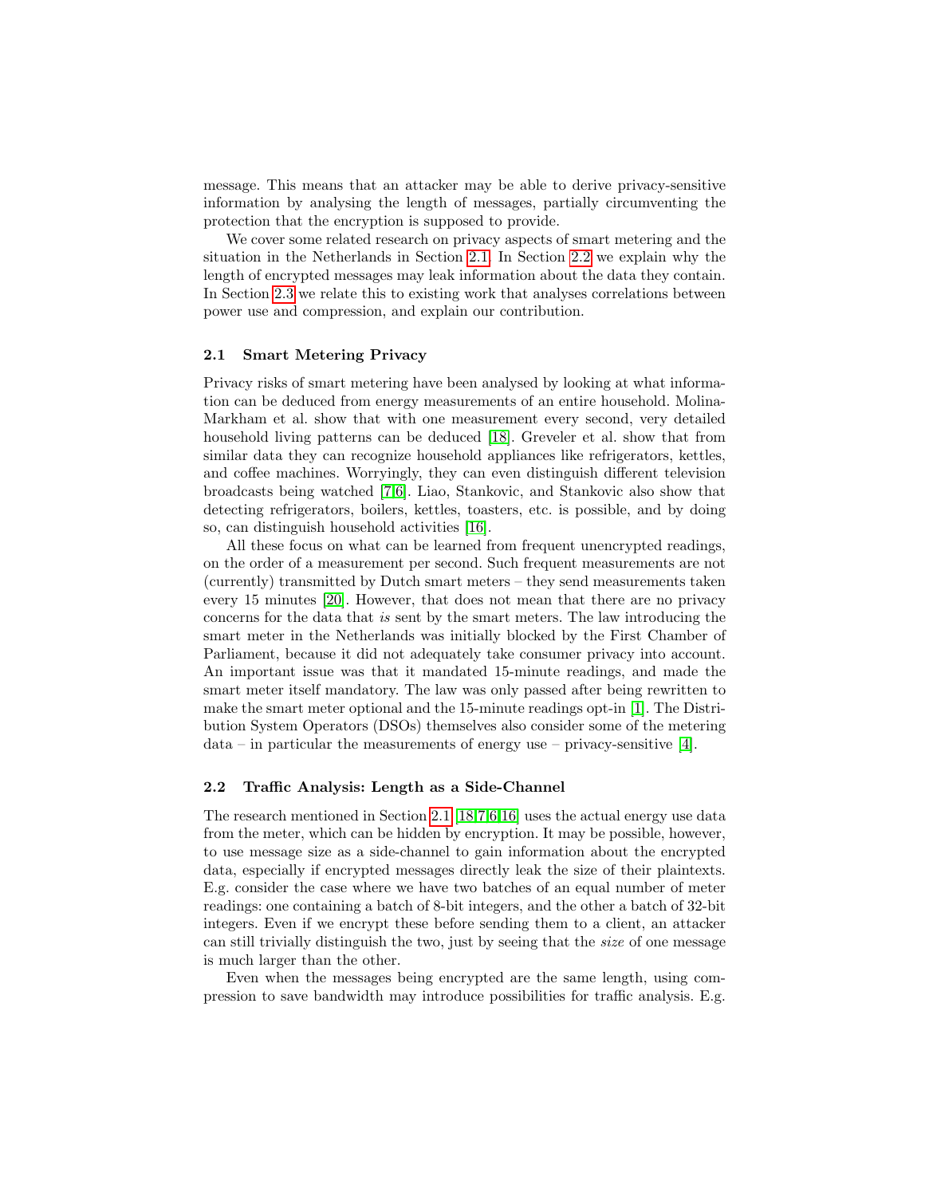message. This means that an attacker may be able to derive privacy-sensitive information by analysing the length of messages, partially circumventing the protection that the encryption is supposed to provide.

We cover some related research on privacy aspects of smart metering and the situation in the Netherlands in Section 2.1. In Section 2.2 we explain why the length of encrypted messages may leak information about the data they contain. In Section 2.3 we relate this to existing work that analyses correlations between power use and compression, and explain our contribution.

### 2.1 Smart Metering Privacy

Privacy risks of smart metering have been analysed by looking at what information can be deduced from energy measurements of an entire household. Molina-Markham et al. show that with one measurement every second, very detailed household living patterns can be deduced [18]. Greveler et al. show that from similar data they can recognize household appliances like refrigerators, kettles, and coffee machines. Worryingly, they can even distinguish different television broadcasts being watched [7,6]. Liao, Stankovic, and Stankovic also show that detecting refrigerators, boilers, kettles, toasters, etc. is possible, and by doing so, can distinguish household activities [16].

All these focus on what can be learned from frequent unencrypted readings, on the order of a measurement per second. Such frequent measurements are not (currently) transmitted by Dutch smart meters – they send measurements taken every 15 minutes [20]. However, that does not mean that there are no privacy concerns for the data that *is* sent by the smart meters. The law introducing the smart meter in the Netherlands was initially blocked by the First Chamber of Parliament, because it did not adequately take consumer privacy into account. An important issue was that it mandated 15-minute readings, and made the smart meter itself mandatory. The law was only passed after being rewritten to make the smart meter optional and the 15-minute readings opt-in [1]. The Distribution System Operators (DSOs) themselves also consider some of the metering data – in particular the measurements of energy use – privacy-sensitive [4].

### 2.2 Traffic Analysis: Length as a Side-Channel

The research mentioned in Section 2.1 [18,7,6,16] uses the actual energy use data from the meter, which can be hidden by encryption. It may be possible, however, to use message size as a side-channel to gain information about the encrypted data, especially if encrypted messages directly leak the size of their plaintexts. E.g. consider the case where we have two batches of an equal number of meter readings: one containing a batch of 8-bit integers, and the other a batch of 32-bit integers. Even if we encrypt these before sending them to a client, an attacker can still trivially distinguish the two, just by seeing that the *size* of one message is much larger than the other.

Even when the messages being encrypted are the same length, using compression to save bandwidth may introduce possibilities for traffic analysis. E.g.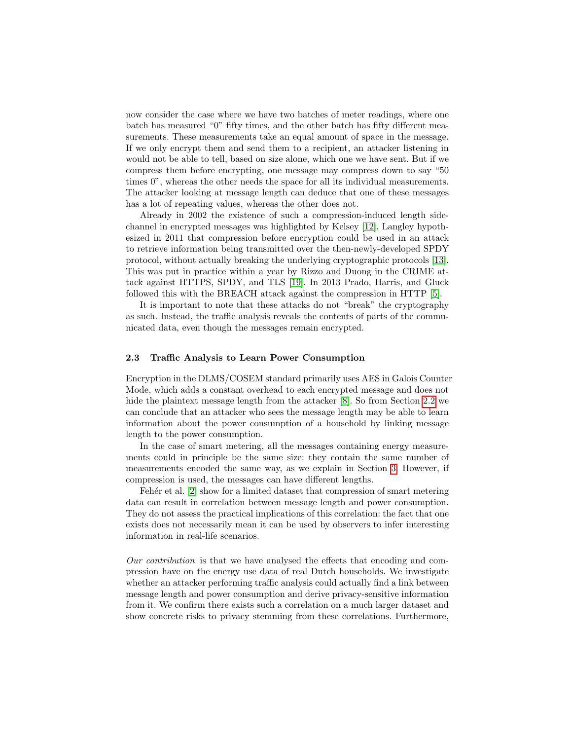now consider the case where we have two batches of meter readings, where one batch has measured "0" fifty times, and the other batch has fifty different measurements. These measurements take an equal amount of space in the message. If we only encrypt them and send them to a recipient, an attacker listening in would not be able to tell, based on size alone, which one we have sent. But if we compress them before encrypting, one message may compress down to say "50 times 0", whereas the other needs the space for all its individual measurements. The attacker looking at message length can deduce that one of these messages has a lot of repeating values, whereas the other does not.

Already in 2002 the existence of such a compression-induced length side-channel in encrypted messages was highlighted by Kelsey [12]. Langley hypothesized in 2011 that compression before encryption could be used in an attack to retrieve information being transmitted over the then-newly-developed SPDY protocol, without actually breaking the underlying cryptographic protocols [13]. This was put in practice within a year by Rizzo and Duong in the CRIME attack against HTTPS, SPDY, and TLS [19]. In 2013 Prado, Harris, and Gluck followed this with the BREACH attack against the compression in HTTP [5].

It is important to note that these attacks do not "break" the cryptography as such. Instead, the traffic analysis reveals the contents of parts of the communicated data, even though the messages remain encrypted.

### 2.3 Traffic Analysis to Learn Power Consumption

Encryption in the DLMS/COSEM standard primarily uses AES in Galois Counter Mode, which adds a constant overhead to each encrypted message and does not hide the plaintext message length from the attacker [8]. So from Section 2.2 we can conclude that an attacker who sees the message length may be able to learn information about the power consumption of a household by linking message length to the power consumption.

In the case of smart metering, all the messages containing energy measurements could in principle be the same size: they contain the same number of measurements encoded the same way, as we explain in Section 3. However, if compression is used, the messages can have different lengths.

Fehér et al. [2] show for a limited dataset that compression of smart metering data can result in correlation between message length and power consumption. They do not assess the practical implications of this correlation: the fact that one exists does not necessarily mean it can be used by observers to infer interesting information in real-life scenarios.

*Our contribution* is that we have analysed the effects that encoding and compression have on the energy use data of real Dutch households. We investigate whether an attacker performing traffic analysis could actually find a link between message length and power consumption and derive privacy-sensitive information from it. We confirm there exists such a correlation on a much larger dataset and show concrete risks to privacy stemming from these correlations. Furthermore,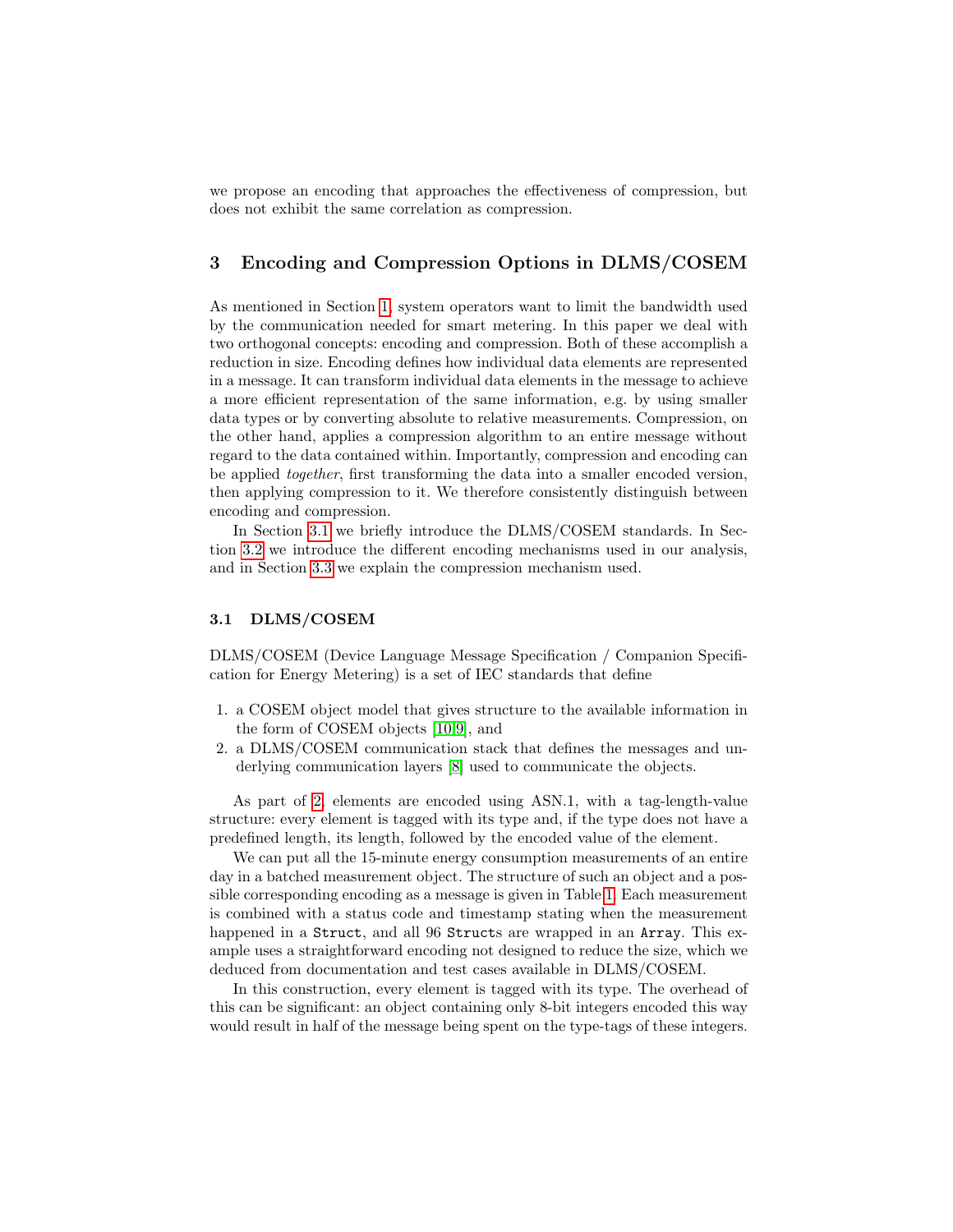we propose an encoding that approaches the effectiveness of compression, but does not exhibit the same correlation as compression.

## 3 Encoding and Compression Options in DLMS/COSEM

As mentioned in Section 1, system operators want to limit the bandwidth used by the communication needed for smart metering. In this paper we deal with two orthogonal concepts: encoding and compression. Both of these accomplish a reduction in size. Encoding defines how individual data elements are represented in a message. It can transform individual data elements in the message to achieve a more efficient representation of the same information, e.g. by using smaller data types or by converting absolute to relative measurements. Compression, on the other hand, applies a compression algorithm to an entire message without regard to the data contained within. Importantly, compression and encoding can be applied *together*, first transforming the data into a smaller encoded version, then applying compression to it. We therefore consistently distinguish between encoding and compression.

In Section 3.1 we briefly introduce the DLMS/COSEM standards. In Section 3.2 we introduce the different encoding mechanisms used in our analysis, and in Section 3.3 we explain the compression mechanism used.

### 3.1 DLMS/COSEM

DLMS/COSEM (Device Language Message Specification / Companion Specification for Energy Metering) is a set of IEC standards that define

1. a COSEM object model that gives structure to the available information in the form of COSEM objects [10,9], and
2. a DLMS/COSEM communication stack that defines the messages and underlying communication layers [8] used to communicate the objects.

As part of 2, elements are encoded using ASN.1, with a tag-length-value structure: every element is tagged with its type and, if the type does not have a predefined length, its length, followed by the encoded value of the element.

We can put all the 15-minute energy consumption measurements of an entire day in a batched measurement object. The structure of such an object and a possible corresponding encoding as a message is given in Table 1. Each measurement is combined with a status code and timestamp stating when the measurement happened in a `Struct`, and all 96 `Struct`s are wrapped in an `Array`. This example uses a straightforward encoding not designed to reduce the size, which we deduced from documentation and test cases available in DLMS/COSEM.

In this construction, every element is tagged with its type. The overhead of this can be significant: an object containing only 8-bit integers encoded this way would result in half of the message being spent on the type-tags of these integers.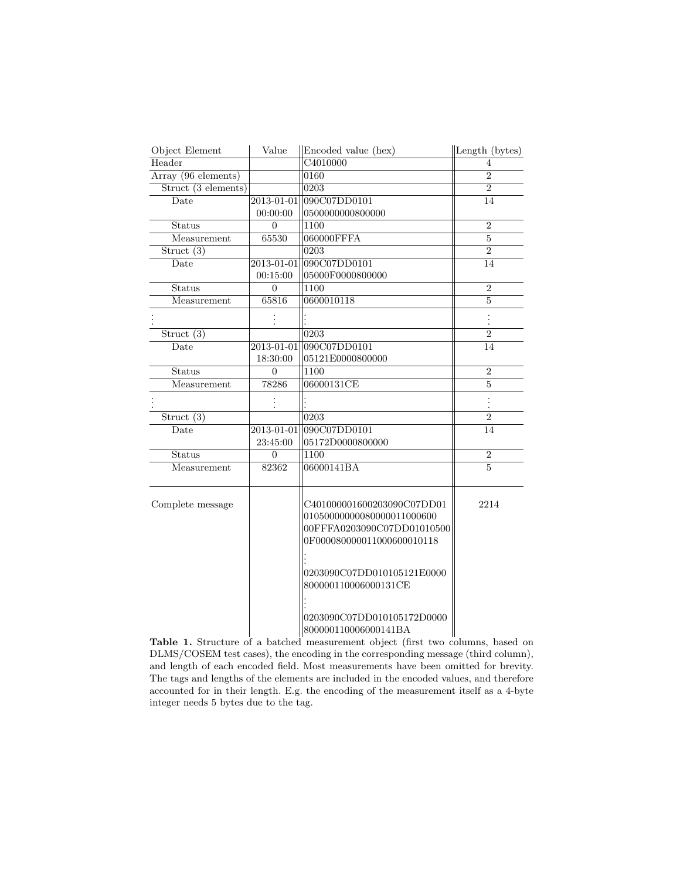| Object Element | Value | Encoded value (hex) | Length (bytes) |
|---|---|---|---|
| Header | | C4010000 | 4 |
| Array (96 elements) | | 0160 | 2 |
| Struct (3 elements) | | 0203 | 2 |
| Date | 2013-01-01 00:00:00 | 090C07DD0101 0500000000800000 | 14 |
| Status | 0 | 1100 | 2 |
| Measurement | 65530 | 060000FFFA | 5 |
| Struct (3) | | 0203 | 2 |
| Date | 2013-01-01 00:15:00 | 090C07DD0101 05000F0000800000 | 14 |
| Status | 0 | 1100 | 2 |
| Measurement | 65816 | 0600010118 | 5 |
| ⋮ | ⋮ | ⋮ | ⋮ |
| Struct (3) | | 0203 | 2 |
| Date | 2013-01-01 18:30:00 | 090C07DD0101 05121E0000800000 | 14 |
| Status | 0 | 1100 | 2 |
| Measurement | 78286 | 06000131CE | 5 |
| ⋮ | ⋮ | ⋮ | ⋮ |
| Struct (3) | | 0203 | 2 |
| Date | 2013-01-01 23:45:00 | 090C07DD0101 05172D0000800000 | 14 |
| Status | 0 | 1100 | 2 |
| Measurement | 82362 | 06000141BA | 5 |
| Complete message | | C401000001600203090C07DD01 010500000000800000011000600 00FFFA0203090C07DD01010500 0F00008000001100060001018 ⋮ 0203090C07DD010105121E0000 800000110006000131CE ⋮ 0203090C07DD010105172D0000 800000110006000141BA | 2214 |

**Table 1.** Structure of a batched measurement object (first two columns, based on DLMS/COSEM test cases), the encoding in the corresponding message (third column), and length of each encoded field. Most measurements have been omitted for brevity. The tags and lengths of the elements are included in the encoded values, and therefore accounted for in their length. E.g. the encoding of the measurement itself as a 4-byte integer needs 5 bytes due to the tag.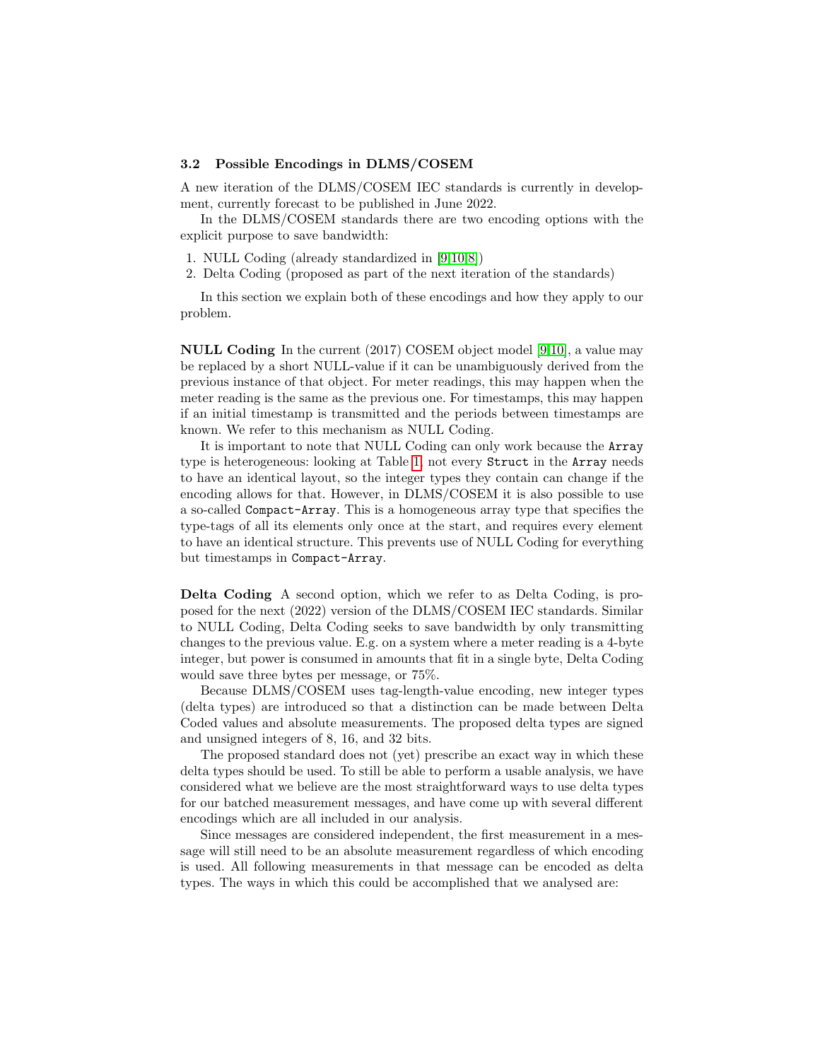### 3.2 Possible Encodings in DLMS/COSEM

A new iteration of the DLMS/COSEM IEC standards is currently in development, currently forecast to be published in June 2022.

In the DLMS/COSEM standards there are two encoding options with the explicit purpose to save bandwidth:

1. NULL Coding (already standardized in [9,10,8])
2. Delta Coding (proposed as part of the next iteration of the standards)

In this section we explain both of these encodings and how they apply to our problem.

**NULL Coding** In the current (2017) COSEM object model [9,10], a value may be replaced by a short NULL-value if it can be unambiguously derived from the previous instance of that object. For meter readings, this may happen when the meter reading is the same as the previous one. For timestamps, this may happen if an initial timestamp is transmitted and the periods between timestamps are known. We refer to this mechanism as NULL Coding.

It is important to note that NULL Coding can only work because the `Array` type is heterogeneous: looking at Table 1, not every `Struct` in the `Array` needs to have an identical layout, so the integer types they contain can change if the encoding allows for that. However, in DLMS/COSEM it is also possible to use a so-called `Compact-Array`. This is a homogeneous array type that specifies the type-tags of all its elements only once at the start, and requires every element to have an identical structure. This prevents use of NULL Coding for everything but timestamps in `Compact-Array`.

**Delta Coding** A second option, which we refer to as Delta Coding, is proposed for the next (2022) version of the DLMS/COSEM IEC standards. Similar to NULL Coding, Delta Coding seeks to save bandwidth by only transmitting changes to the previous value. E.g. on a system where a meter reading is a 4-byte integer, but power is consumed in amounts that fit in a single byte, Delta Coding would save three bytes per message, or 75%.

Because DLMS/COSEM uses tag-length-value encoding, new integer types (delta types) are introduced so that a distinction can be made between Delta Coded values and absolute measurements. The proposed delta types are signed and unsigned integers of 8, 16, and 32 bits.

The proposed standard does not (yet) prescribe an exact way in which these delta types should be used. To still be able to perform a usable analysis, we have considered what we believe are the most straightforward ways to use delta types for our batched measurement messages, and have come up with several different encodings which are all included in our analysis.

Since messages are considered independent, the first measurement in a message will still need to be an absolute measurement regardless of which encoding is used. All following measurements in that message can be encoded as delta types. The ways in which this could be accomplished that we analysed are: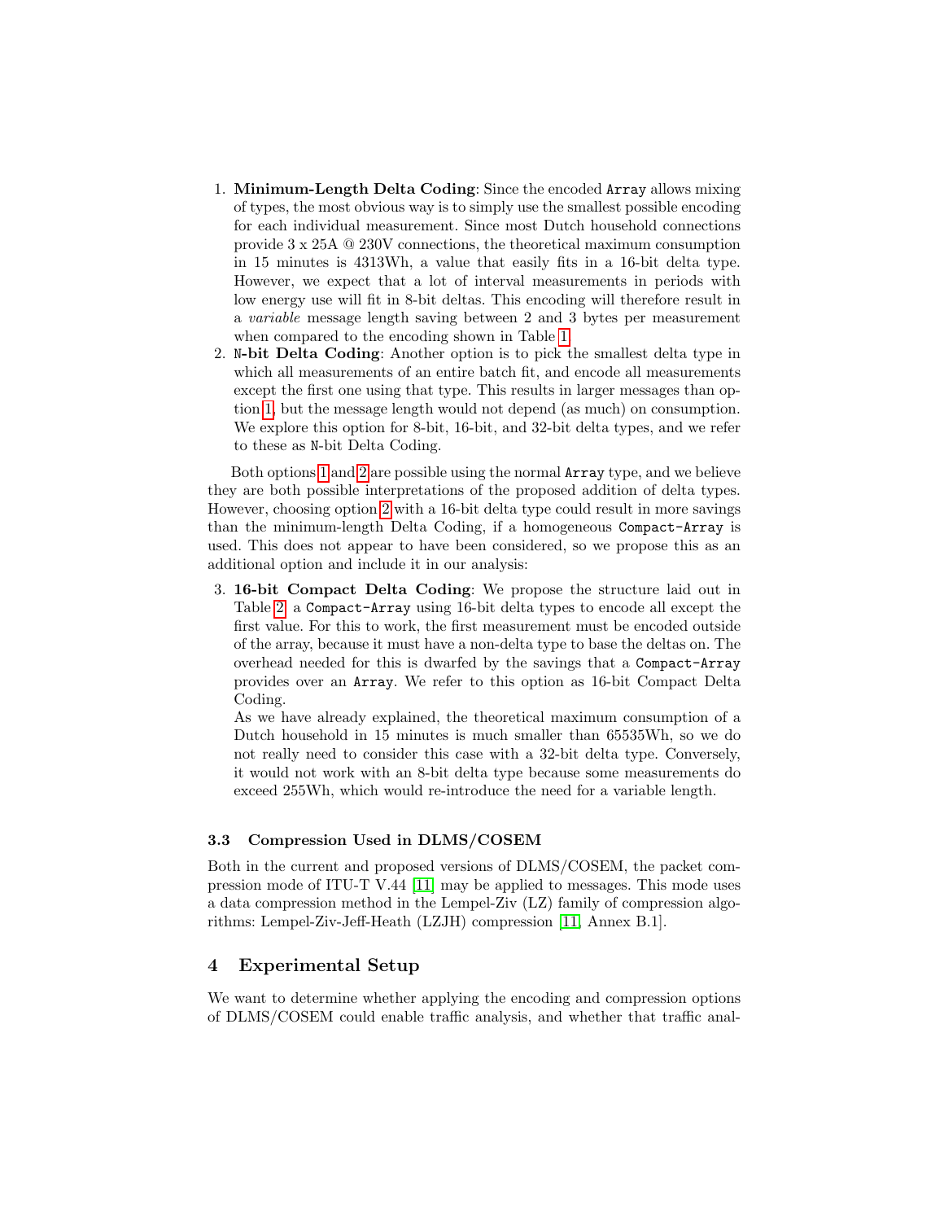1. **Minimum-Length Delta Coding**: Since the encoded `Array` allows mixing of types, the most obvious way is to simply use the smallest possible encoding for each individual measurement. Since most Dutch household connections provide 3 x 25A @ 230V connections, the theoretical maximum consumption in 15 minutes is 4313Wh, a value that easily fits in a 16-bit delta type. However, we expect that a lot of interval measurements in periods with low energy use will fit in 8-bit deltas. This encoding will therefore result in a *variable* message length saving between 2 and 3 bytes per measurement when compared to the encoding shown in Table 1.
2. **N-bit Delta Coding**: Another option is to pick the smallest delta type in which all measurements of an entire batch fit, and encode all measurements except the first one using that type. This results in larger messages than option 1, but the message length would not depend (as much) on consumption. We explore this option for 8-bit, 16-bit, and 32-bit delta types, and we refer to these as N-bit Delta Coding.

Both options 1 and 2 are possible using the normal `Array` type, and we believe they are both possible interpretations of the proposed addition of delta types. However, choosing option 2 with a 16-bit delta type could result in more savings than the minimum-length Delta Coding, if a homogeneous `Compact-Array` is used. This does not appear to have been considered, so we propose this as an additional option and include it in our analysis:

3. **16-bit Compact Delta Coding**: We propose the structure laid out in Table 2: a `Compact-Array` using 16-bit delta types to encode all except the first value. For this to work, the first measurement must be encoded outside of the array, because it must have a non-delta type to base the deltas on. The overhead needed for this is dwarfed by the savings that a `Compact-Array` provides over an `Array`. We refer to this option as 16-bit Compact Delta Coding.

   As we have already explained, the theoretical maximum consumption of a Dutch household in 15 minutes is much smaller than 65535Wh, so we do not really need to consider this case with a 32-bit delta type. Conversely, it would not work with an 8-bit delta type because some measurements do exceed 255Wh, which would re-introduce the need for a variable length.

### 3.3 Compression Used in DLMS/COSEM

Both in the current and proposed versions of DLMS/COSEM, the packet compression mode of ITU-T V.44 [11] may be applied to messages. This mode uses a data compression method in the Lempel-Ziv (LZ) family of compression algorithms: Lempel-Ziv-Jeff-Heath (LZJH) compression [11, Annex B.1].

## 4 Experimental Setup

We want to determine whether applying the encoding and compression options of DLMS/COSEM could enable traffic analysis, and whether that traffic anal-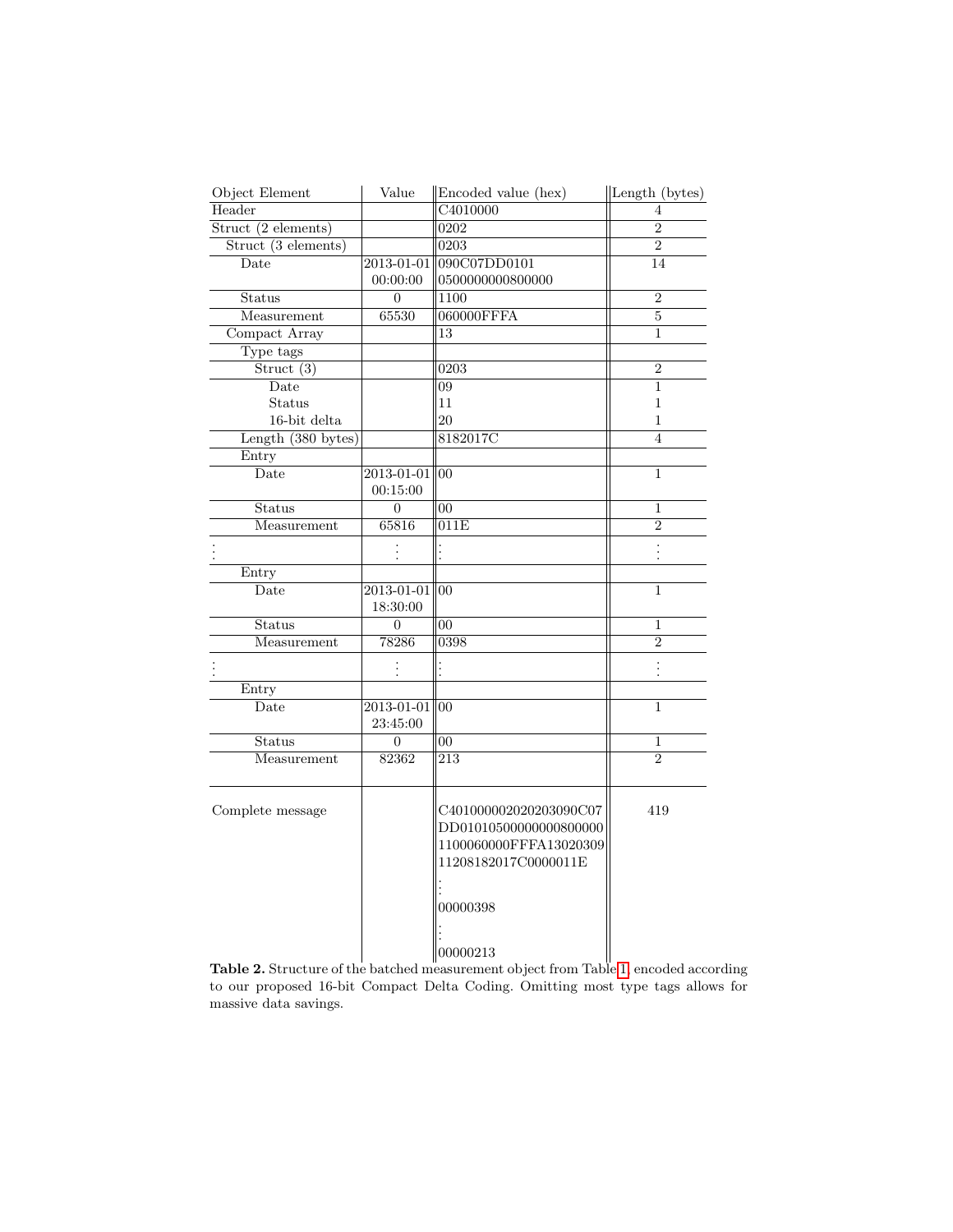| Object Element | Value | Encoded value (hex) | Length (bytes) |
|---|---|---|---|
| Header | | C4010000 | 4 |
| Struct (2 elements) | | 0202 | 2 |
| Struct (3 elements) | | 0203 | 2 |
| Date | 2013-01-01 00:00:00 | 090C07DD0101 0500000000800000 | 14 |
| Status | 0 | 1100 | 2 |
| Measurement | 65530 | 060000FFFA | 5 |
| Compact Array | | 13 | 1 |
| Type tags | | | |
| Struct (3) | | 0203 | 2 |
| Date | | 09 | 1 |
| Status | | 11 | 1 |
| 16-bit delta | | 20 | 1 |
| Length (380 bytes) | | 8182017C | 4 |
| Entry | | | |
| Date | 2013-01-01 00:15:00 | 00 | 1 |
| Status | 0 | 00 | 1 |
| Measurement | 65816 | 011E | 2 |
| ⋮ | ⋮ | ⋮ | ⋮ |
| Entry | | | |
| Date | 2013-01-01 18:30:00 | 00 | 1 |
| Status | 0 | 00 | 1 |
| Measurement | 78286 | 0398 | 2 |
| ⋮ | ⋮ | ⋮ | ⋮ |
| Entry | | | |
| Date | 2013-01-01 23:45:00 | 00 | 1 |
| Status | 0 | 00 | 1 |
| Measurement | 82362 | 213 | 2 |
| Complete message | | C401000002020203090C07 DD01010500000000800000 1100060000FFFA13020309 11208182017C0000011E ⋮ 00000398 ⋮ 00000213 | 419 |

**Table 2.** Structure of the batched measurement object from Table 1, encoded according to our proposed 16-bit Compact Delta Coding. Omitting most type tags allows for massive data savings.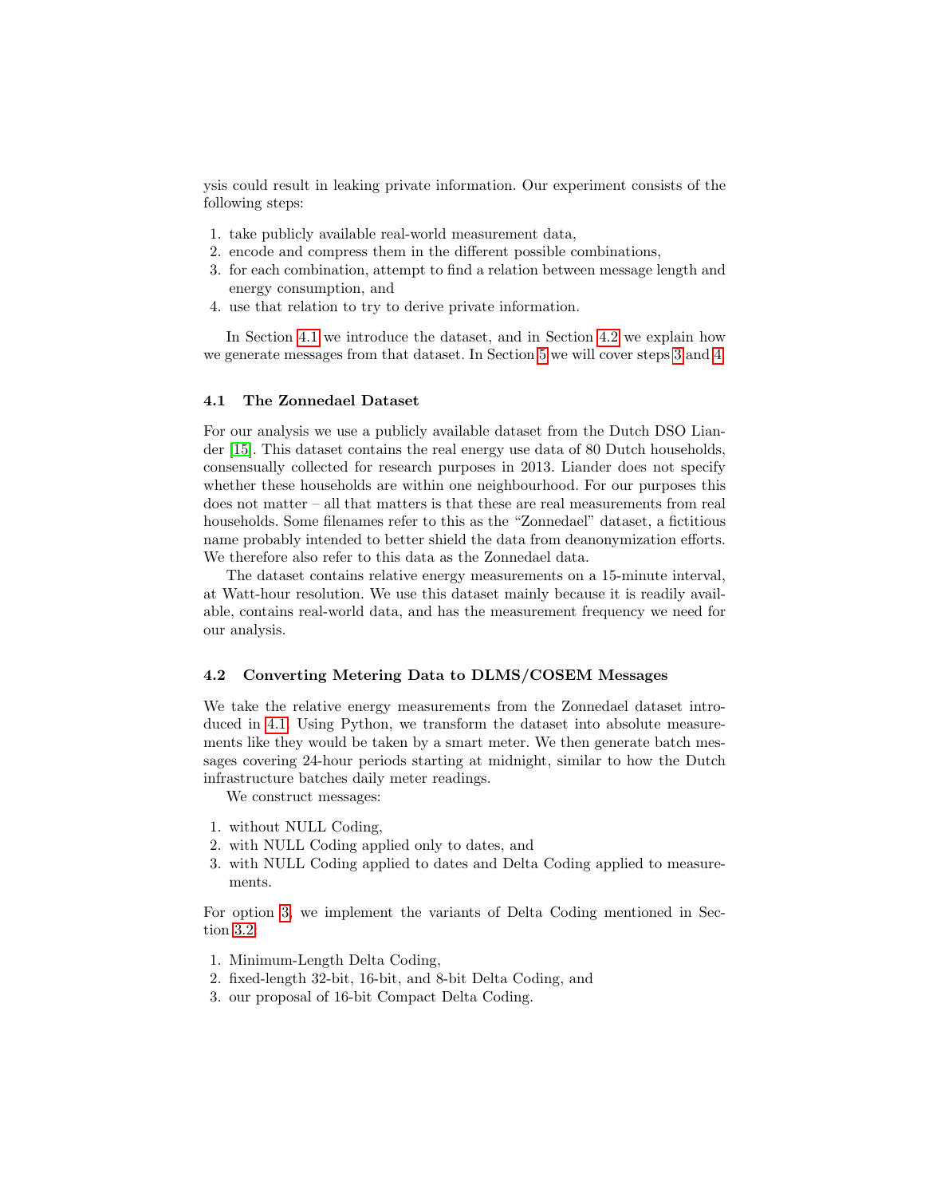ysis could result in leaking private information. Our experiment consists of the following steps:

1. take publicly available real-world measurement data,
2. encode and compress them in the different possible combinations,
3. for each combination, attempt to find a relation between message length and energy consumption, and
4. use that relation to try to derive private information.

In Section 4.1 we introduce the dataset, and in Section 4.2 we explain how we generate messages from that dataset. In Section 5 we will cover steps 3 and 4.

### 4.1 The Zonnedael Dataset

For our analysis we use a publicly available dataset from the Dutch DSO Liander [15]. This dataset contains the real energy use data of 80 Dutch households, consensually collected for research purposes in 2013. Liander does not specify whether these households are within one neighbourhood. For our purposes this does not matter – all that matters is that these are real measurements from real households. Some filenames refer to this as the "Zonnedael" dataset, a fictitious name probably intended to better shield the data from deanonymization efforts. We therefore also refer to this data as the Zonnedael data.

The dataset contains relative energy measurements on a 15-minute interval, at Watt-hour resolution. We use this dataset mainly because it is readily available, contains real-world data, and has the measurement frequency we need for our analysis.

### 4.2 Converting Metering Data to DLMS/COSEM Messages

We take the relative energy measurements from the Zonnedael dataset introduced in 4.1. Using Python, we transform the dataset into absolute measurements like they would be taken by a smart meter. We then generate batch messages covering 24-hour periods starting at midnight, similar to how the Dutch infrastructure batches daily meter readings.

We construct messages:

1. without NULL Coding,
2. with NULL Coding applied only to dates, and
3. with NULL Coding applied to dates and Delta Coding applied to measurements.

For option 3, we implement the variants of Delta Coding mentioned in Section 3.2:

1. Minimum-Length Delta Coding,
2. fixed-length 32-bit, 16-bit, and 8-bit Delta Coding, and
3. our proposal of 16-bit Compact Delta Coding.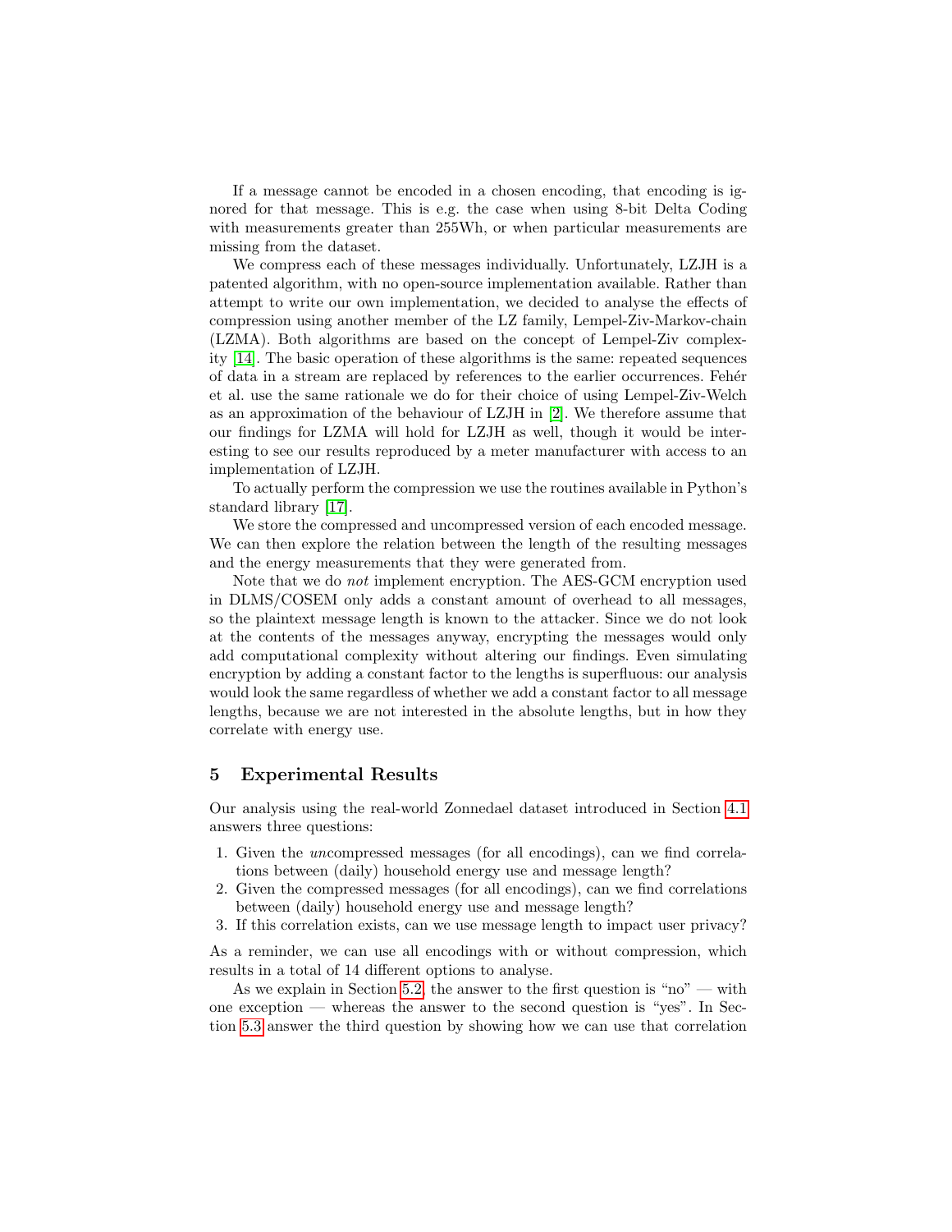If a message cannot be encoded in a chosen encoding, that encoding is ignored for that message. This is e.g. the case when using 8-bit Delta Coding with measurements greater than 255Wh, or when particular measurements are missing from the dataset.

We compress each of these messages individually. Unfortunately, LZJH is a patented algorithm, with no open-source implementation available. Rather than attempt to write our own implementation, we decided to analyse the effects of compression using another member of the LZ family, Lempel-Ziv-Markov-chain (LZMA). Both algorithms are based on the concept of Lempel-Ziv complexity [14]. The basic operation of these algorithms is the same: repeated sequences of data in a stream are replaced by references to the earlier occurrences. Fehér et al. use the same rationale we do for their choice of using Lempel-Ziv-Welch as an approximation of the behaviour of LZJH in [2]. We therefore assume that our findings for LZMA will hold for LZJH as well, though it would be interesting to see our results reproduced by a meter manufacturer with access to an implementation of LZJH.

To actually perform the compression we use the routines available in Python's standard library [17].

We store the compressed and uncompressed version of each encoded message. We can then explore the relation between the length of the resulting messages and the energy measurements that they were generated from.

Note that we do *not* implement encryption. The AES-GCM encryption used in DLMS/COSEM only adds a constant amount of overhead to all messages, so the plaintext message length is known to the attacker. Since we do not look at the contents of the messages anyway, encrypting the messages would only add computational complexity without altering our findings. Even simulating encryption by adding a constant factor to the lengths is superfluous: our analysis would look the same regardless of whether we add a constant factor to all message lengths, because we are not interested in the absolute lengths, but in how they correlate with energy use.

## 5 Experimental Results

Our analysis using the real-world Zonnedael dataset introduced in Section 4.1 answers three questions:

1. Given the *un*compressed messages (for all encodings), can we find correlations between (daily) household energy use and message length?
2. Given the compressed messages (for all encodings), can we find correlations between (daily) household energy use and message length?
3. If this correlation exists, can we use message length to impact user privacy?

As a reminder, we can use all encodings with or without compression, which results in a total of 14 different options to analyse.

As we explain in Section 5.2, the answer to the first question is "no" — with one exception — whereas the answer to the second question is "yes". In Section 5.3 answer the third question by showing how we can use that correlation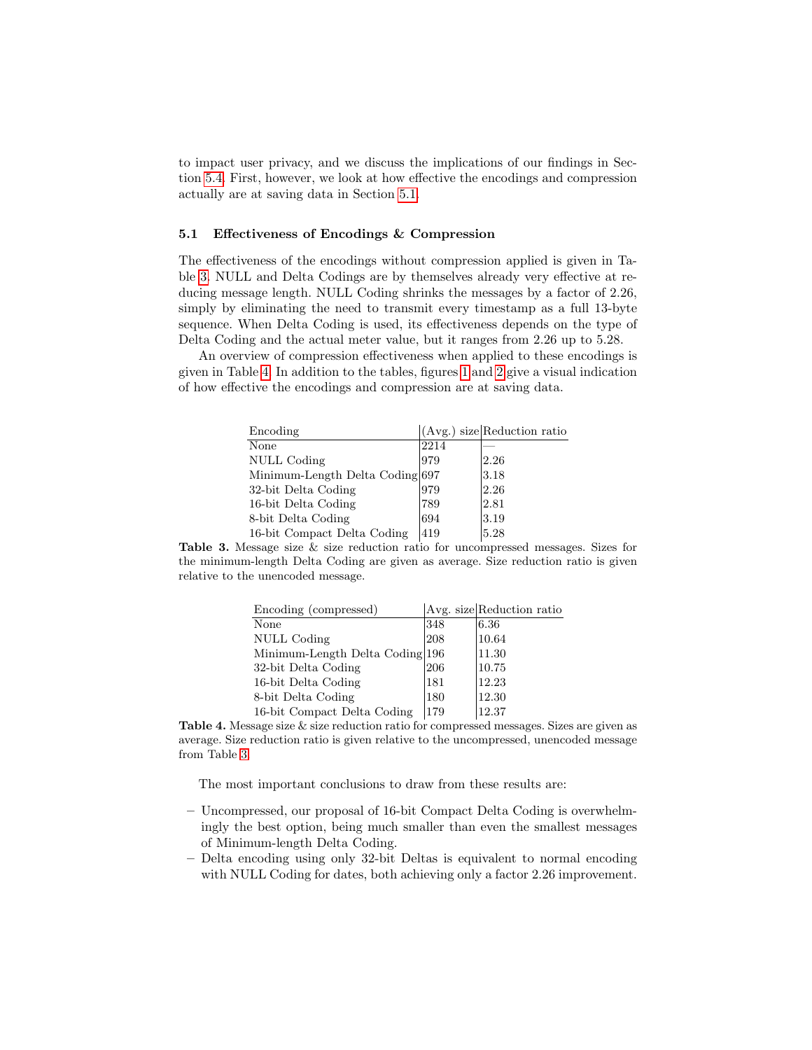to impact user privacy, and we discuss the implications of our findings in Section 5.4. First, however, we look at how effective the encodings and compression actually are at saving data in Section 5.1.

### 5.1 Effectiveness of Encodings & Compression

The effectiveness of the encodings without compression applied is given in Table 3. NULL and Delta Codings are by themselves already very effective at reducing message length. NULL Coding shrinks the messages by a factor of 2.26, simply by eliminating the need to transmit every timestamp as a full 13-byte sequence. When Delta Coding is used, its effectiveness depends on the type of Delta Coding and the actual meter value, but it ranges from 2.26 up to 5.28.

An overview of compression effectiveness when applied to these encodings is given in Table 4. In addition to the tables, figures 1 and 2 give a visual indication of how effective the encodings and compression are at saving data.

| Encoding | (Avg.) size | Reduction ratio |
|---|---|---|
| None | 2214 | — |
| NULL Coding | 979 | 2.26 |
| Minimum-Length Delta Coding | 697 | 3.18 |
| 32-bit Delta Coding | 979 | 2.26 |
| 16-bit Delta Coding | 789 | 2.81 |
| 8-bit Delta Coding | 694 | 3.19 |
| 16-bit Compact Delta Coding | 419 | 5.28 |

**Table 3.** Message size & size reduction ratio for uncompressed messages. Sizes for the minimum-length Delta Coding are given as average. Size reduction ratio is given relative to the unencoded message.

| Encoding (compressed) | Avg. size | Reduction ratio |
|---|---|---|
| None | 348 | 6.36 |
| NULL Coding | 208 | 10.64 |
| Minimum-Length Delta Coding | 196 | 11.30 |
| 32-bit Delta Coding | 206 | 10.75 |
| 16-bit Delta Coding | 181 | 12.23 |
| 8-bit Delta Coding | 180 | 12.30 |
| 16-bit Compact Delta Coding | 179 | 12.37 |

**Table 4.** Message size & size reduction ratio for compressed messages. Sizes are given as average. Size reduction ratio is given relative to the uncompressed, unencoded message from Table 3.

The most important conclusions to draw from these results are:

- Uncompressed, our proposal of 16-bit Compact Delta Coding is overwhelmingly the best option, being much smaller than even the smallest messages of Minimum-length Delta Coding.
- Delta encoding using only 32-bit Deltas is equivalent to normal encoding with NULL Coding for dates, both achieving only a factor 2.26 improvement.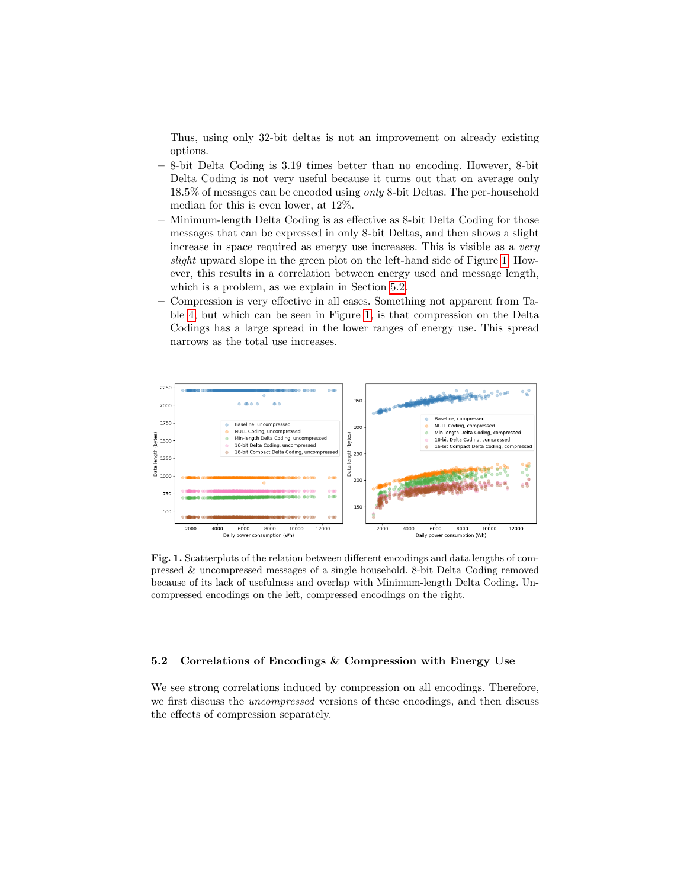Thus, using only 32-bit deltas is not an improvement on already existing options.

- 8-bit Delta Coding is 3.19 times better than no encoding. However, 8-bit Delta Coding is not very useful because it turns out that on average only 18.5% of messages can be encoded using *only* 8-bit Deltas. The per-household median for this is even lower, at 12%.
- Minimum-length Delta Coding is as effective as 8-bit Delta Coding for those messages that can be expressed in only 8-bit Deltas, and then shows a slight increase in space required as energy use increases. This is visible as a *very slight* upward slope in the green plot on the left-hand side of Figure 1. However, this results in a correlation between energy used and message length, which is a problem, as we explain in Section 5.2.
- Compression is very effective in all cases. Something not apparent from Table 4, but which can be seen in Figure 1, is that compression on the Delta Codings has a large spread in the lower ranges of energy use. This spread narrows as the total use increases.

**Fig. 1.** Scatterplots of the relation between different encodings and data lengths of compressed & uncompressed messages of a single household. 8-bit Delta Coding removed because of its lack of usefulness and overlap with Minimum-length Delta Coding. Uncompressed encodings on the left, compressed encodings on the right.

### 5.2 Correlations of Encodings & Compression with Energy Use

We see strong correlations induced by compression on all encodings. Therefore, we first discuss the *uncompressed* versions of these encodings, and then discuss the effects of compression separately.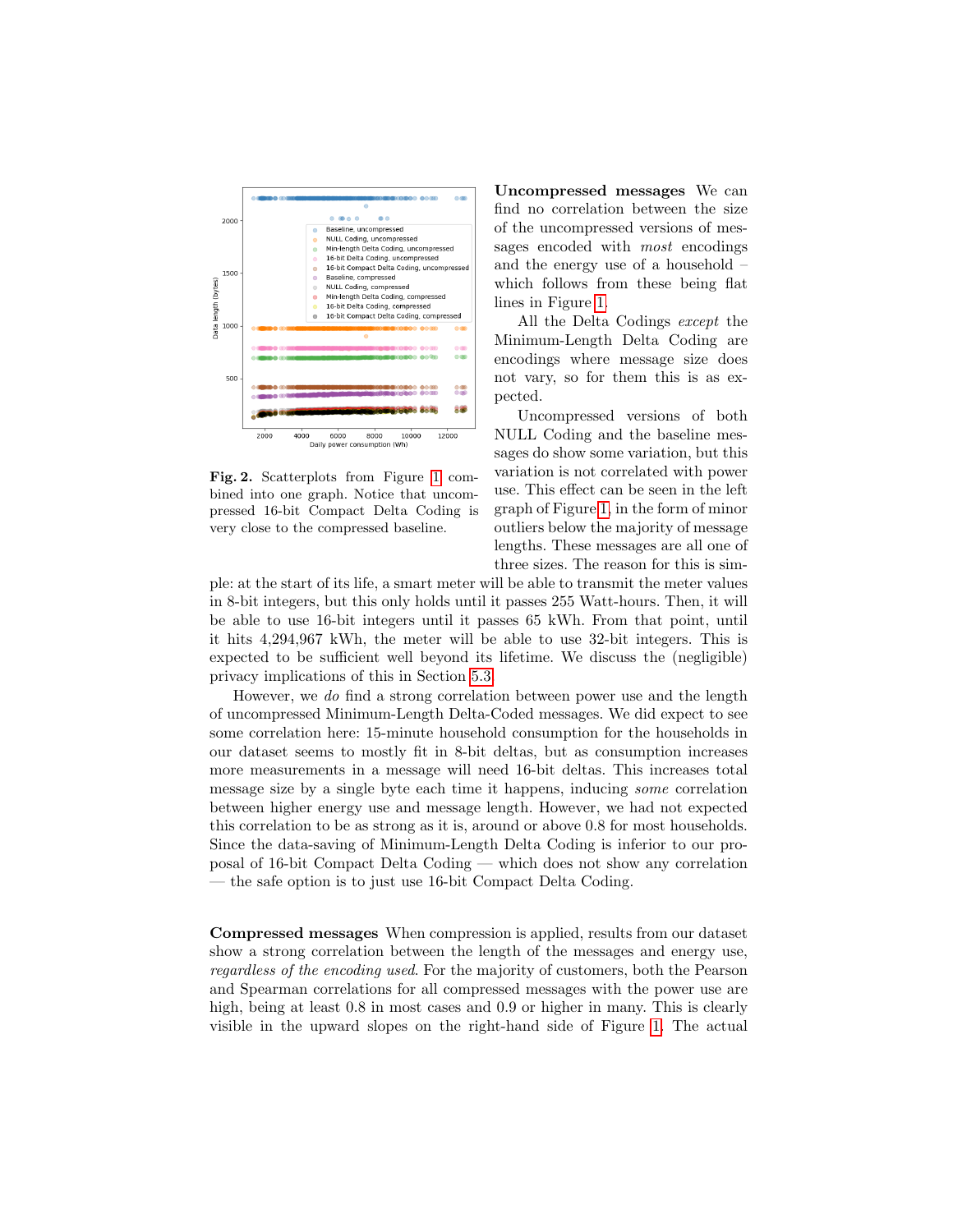**Fig. 2.** Scatterplots from Figure 1 combined into one graph. Notice that uncompressed 16-bit Compact Delta Coding is very close to the compressed baseline.

**Uncompressed messages** We can find no correlation between the size of the uncompressed versions of messages encoded with *most* encodings and the energy use of a household – which follows from these being flat lines in Figure 1.

All the Delta Codings *except* the Minimum-Length Delta Coding are encodings where message size does not vary, so for them this is as expected.

Uncompressed versions of both NULL Coding and the baseline messages do show some variation, but this variation is not correlated with power use. This effect can be seen in the left graph of Figure 1, in the form of minor outliers below the majority of message lengths. These messages are all one of three sizes. The reason for this is simple: at the start of its life, a smart meter will be able to transmit the meter values in 8-bit integers, but this only holds until it passes 255 Watt-hours. Then, it will be able to use 16-bit integers until it passes 65 kWh. From that point, until it hits 4,294,967 kWh, the meter will be able to use 32-bit integers. This is expected to be sufficient well beyond its lifetime. We discuss the (negligible) privacy implications of this in Section 5.3.

However, we *do* find a strong correlation between power use and the length of uncompressed Minimum-Length Delta-Coded messages. We did expect to see some correlation here: 15-minute household consumption for the households in our dataset seems to mostly fit in 8-bit deltas, but as consumption increases more measurements in a message will need 16-bit deltas. This increases total message size by a single byte each time it happens, inducing *some* correlation between higher energy use and message length. However, we had not expected this correlation to be as strong as it is, around or above 0.8 for most households. Since the data-saving of Minimum-Length Delta Coding is inferior to our proposal of 16-bit Compact Delta Coding — which does not show any correlation — the safe option is to just use 16-bit Compact Delta Coding.

**Compressed messages** When compression is applied, results from our dataset show a strong correlation between the length of the messages and energy use, *regardless of the encoding used*. For the majority of customers, both the Pearson and Spearman correlations for all compressed messages with the power use are high, being at least 0.8 in most cases and 0.9 or higher in many. This is clearly visible in the upward slopes on the right-hand side of Figure 1. The actual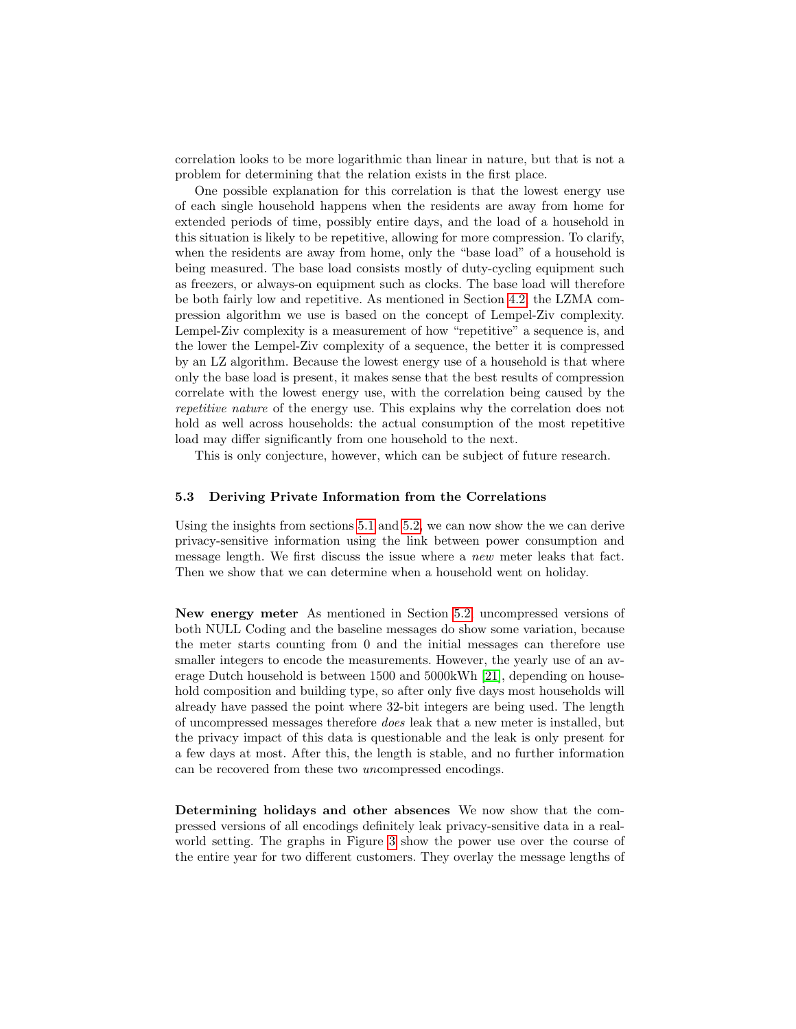correlation looks to be more logarithmic than linear in nature, but that is not a problem for determining that the relation exists in the first place.

One possible explanation for this correlation is that the lowest energy use of each single household happens when the residents are away from home for extended periods of time, possibly entire days, and the load of a household in this situation is likely to be repetitive, allowing for more compression. To clarify, when the residents are away from home, only the "base load" of a household is being measured. The base load consists mostly of duty-cycling equipment such as freezers, or always-on equipment such as clocks. The base load will therefore be both fairly low and repetitive. As mentioned in Section 4.2, the LZMA compression algorithm we use is based on the concept of Lempel-Ziv complexity. Lempel-Ziv complexity is a measurement of how "repetitive" a sequence is, and the lower the Lempel-Ziv complexity of a sequence, the better it is compressed by an LZ algorithm. Because the lowest energy use of a household is that where only the base load is present, it makes sense that the best results of compression correlate with the lowest energy use, with the correlation being caused by the *repetitive nature* of the energy use. This explains why the correlation does not hold as well across households: the actual consumption of the most repetitive load may differ significantly from one household to the next.

This is only conjecture, however, which can be subject of future research.

### 5.3 Deriving Private Information from the Correlations

Using the insights from sections 5.1 and 5.2, we can now show the we can derive privacy-sensitive information using the link between power consumption and message length. We first discuss the issue where a *new* meter leaks that fact. Then we show that we can determine when a household went on holiday.

**New energy meter** As mentioned in Section 5.2, uncompressed versions of both NULL Coding and the baseline messages do show some variation, because the meter starts counting from 0 and the initial messages can therefore use smaller integers to encode the measurements. However, the yearly use of an average Dutch household is between 1500 and 5000kWh [21], depending on household composition and building type, so after only five days most households will already have passed the point where 32-bit integers are being used. The length of uncompressed messages therefore *does* leak that a new meter is installed, but the privacy impact of this data is questionable and the leak is only present for a few days at most. After this, the length is stable, and no further information can be recovered from these two *un*compressed encodings.

**Determining holidays and other absences** We now show that the compressed versions of all encodings definitely leak privacy-sensitive data in a real-world setting. The graphs in Figure 3 show the power use over the course of the entire year for two different customers. They overlay the message lengths of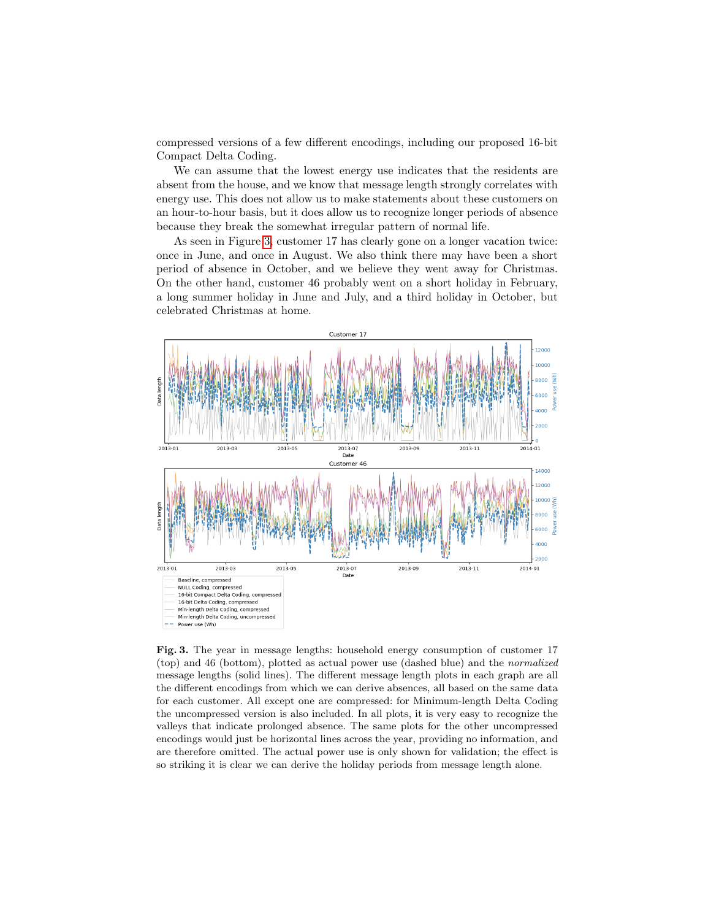compressed versions of a few different encodings, including our proposed 16-bit Compact Delta Coding.

We can assume that the lowest energy use indicates that the residents are absent from the house, and we know that message length strongly correlates with energy use. This does not allow us to make statements about these customers on an hour-to-hour basis, but it does allow us to recognize longer periods of absence because they break the somewhat irregular pattern of normal life.

As seen in Figure 3, customer 17 has clearly gone on a longer vacation twice: once in June, and once in August. We also think there may have been a short period of absence in October, and we believe they went away for Christmas. On the other hand, customer 46 probably went on a short holiday in February, a long summer holiday in June and July, and a third holiday in October, but celebrated Christmas at home.

**Fig. 3.** The year in message lengths: household energy consumption of customer 17 (top) and 46 (bottom), plotted as actual power use (dashed blue) and the *normalized* message lengths (solid lines). The different message length plots in each graph are all the different encodings from which we can derive absences, all based on the same data for each customer. All except one are compressed: for Minimum-length Delta Coding the uncompressed version is also included. In all plots, it is very easy to recognize the valleys that indicate prolonged absence. The same plots for the other uncompressed encodings would just be horizontal lines across the year, providing no information, and are therefore omitted. The actual power use is only shown for validation; the effect is so striking it is clear we can derive the holiday periods from message length alone.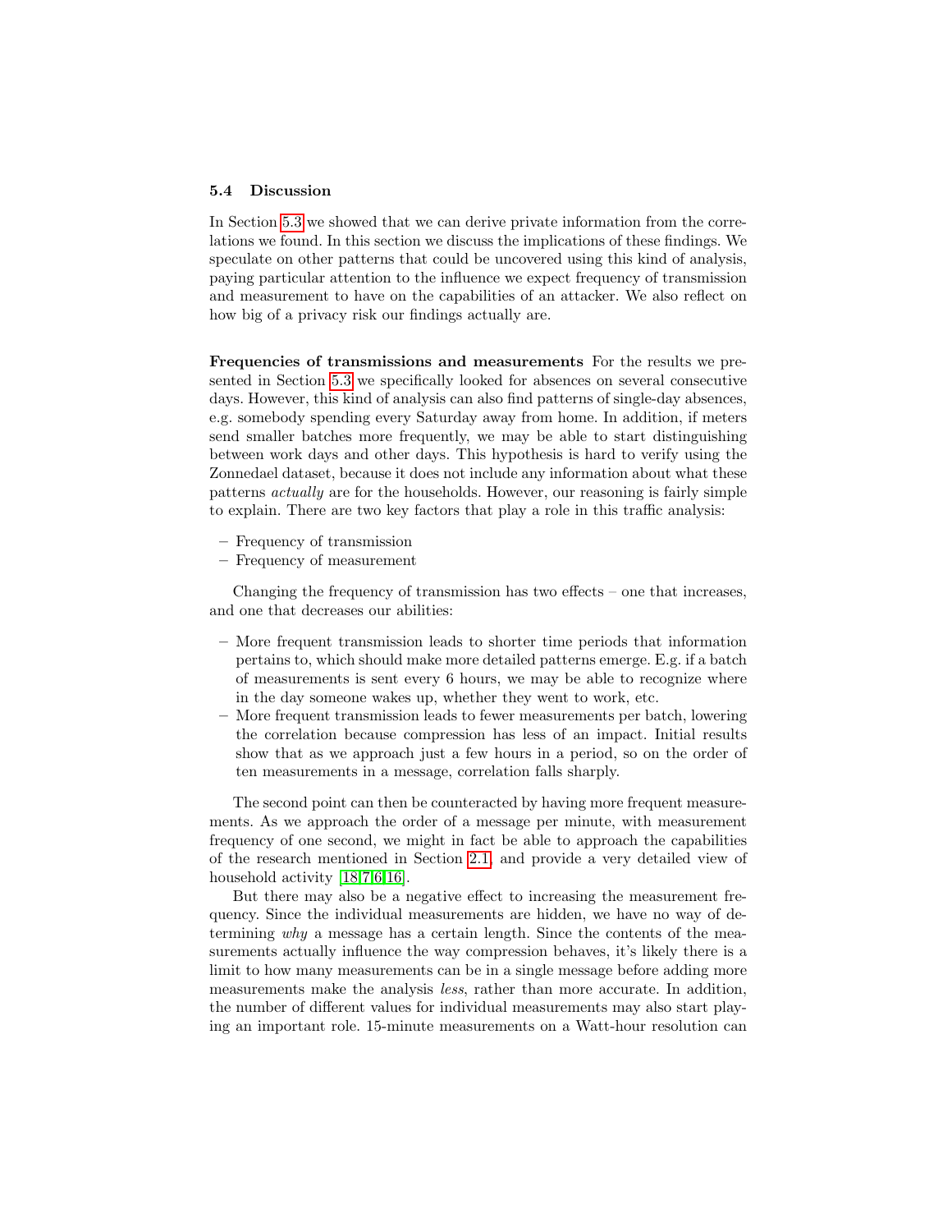### 5.4 Discussion

In Section 5.3 we showed that we can derive private information from the correlations we found. In this section we discuss the implications of these findings. We speculate on other patterns that could be uncovered using this kind of analysis, paying particular attention to the influence we expect frequency of transmission and measurement to have on the capabilities of an attacker. We also reflect on how big of a privacy risk our findings actually are.

**Frequencies of transmissions and measurements** For the results we presented in Section 5.3 we specifically looked for absences on several consecutive days. However, this kind of analysis can also find patterns of single-day absences, e.g. somebody spending every Saturday away from home. In addition, if meters send smaller batches more frequently, we may be able to start distinguishing between work days and other days. This hypothesis is hard to verify using the Zonnedael dataset, because it does not include any information about what these patterns *actually* are for the households. However, our reasoning is fairly simple to explain. There are two key factors that play a role in this traffic analysis:

- Frequency of transmission
- Frequency of measurement

Changing the frequency of transmission has two effects – one that increases, and one that decreases our abilities:

- More frequent transmission leads to shorter time periods that information pertains to, which should make more detailed patterns emerge. E.g. if a batch of measurements is sent every 6 hours, we may be able to recognize where in the day someone wakes up, whether they went to work, etc.
- More frequent transmission leads to fewer measurements per batch, lowering the correlation because compression has less of an impact. Initial results show that as we approach just a few hours in a period, so on the order of ten measurements in a message, correlation falls sharply.

The second point can then be counteracted by having more frequent measurements. As we approach the order of a message per minute, with measurement frequency of one second, we might in fact be able to approach the capabilities of the research mentioned in Section 2.1, and provide a very detailed view of household activity [18,7,6,16].

But there may also be a negative effect to increasing the measurement frequency. Since the individual measurements are hidden, we have no way of determining *why* a message has a certain length. Since the contents of the measurements actually influence the way compression behaves, it's likely there is a limit to how many measurements can be in a single message before adding more measurements make the analysis *less*, rather than more accurate. In addition, the number of different values for individual measurements may also start playing an important role. 15-minute measurements on a Watt-hour resolution can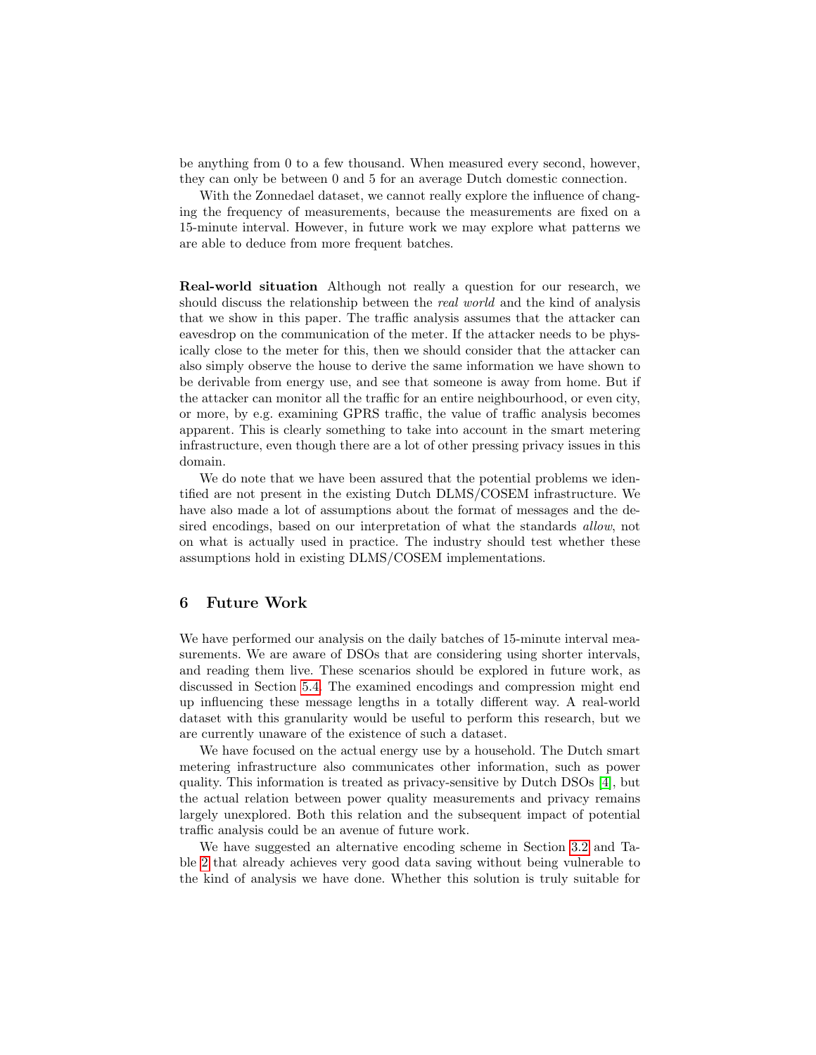be anything from 0 to a few thousand. When measured every second, however, they can only be between 0 and 5 for an average Dutch domestic connection.

With the Zonnedael dataset, we cannot really explore the influence of changing the frequency of measurements, because the measurements are fixed on a 15-minute interval. However, in future work we may explore what patterns we are able to deduce from more frequent batches.

**Real-world situation** Although not really a question for our research, we should discuss the relationship between the *real world* and the kind of analysis that we show in this paper. The traffic analysis assumes that the attacker can eavesdrop on the communication of the meter. If the attacker needs to be physically close to the meter for this, then we should consider that the attacker can also simply observe the house to derive the same information we have shown to be derivable from energy use, and see that someone is away from home. But if the attacker can monitor all the traffic for an entire neighbourhood, or even city, or more, by e.g. examining GPRS traffic, the value of traffic analysis becomes apparent. This is clearly something to take into account in the smart metering infrastructure, even though there are a lot of other pressing privacy issues in this domain.

We do note that we have been assured that the potential problems we identified are not present in the existing Dutch DLMS/COSEM infrastructure. We have also made a lot of assumptions about the format of messages and the desired encodings, based on our interpretation of what the standards *allow*, not on what is actually used in practice. The industry should test whether these assumptions hold in existing DLMS/COSEM implementations.

## 6 Future Work

We have performed our analysis on the daily batches of 15-minute interval measurements. We are aware of DSOs that are considering using shorter intervals, and reading them live. These scenarios should be explored in future work, as discussed in Section 5.4. The examined encodings and compression might end up influencing these message lengths in a totally different way. A real-world dataset with this granularity would be useful to perform this research, but we are currently unaware of the existence of such a dataset.

We have focused on the actual energy use by a household. The Dutch smart metering infrastructure also communicates other information, such as power quality. This information is treated as privacy-sensitive by Dutch DSOs [4], but the actual relation between power quality measurements and privacy remains largely unexplored. Both this relation and the subsequent impact of potential traffic analysis could be an avenue of future work.

We have suggested an alternative encoding scheme in Section 3.2 and Table 2 that already achieves very good data saving without being vulnerable to the kind of analysis we have done. Whether this solution is truly suitable for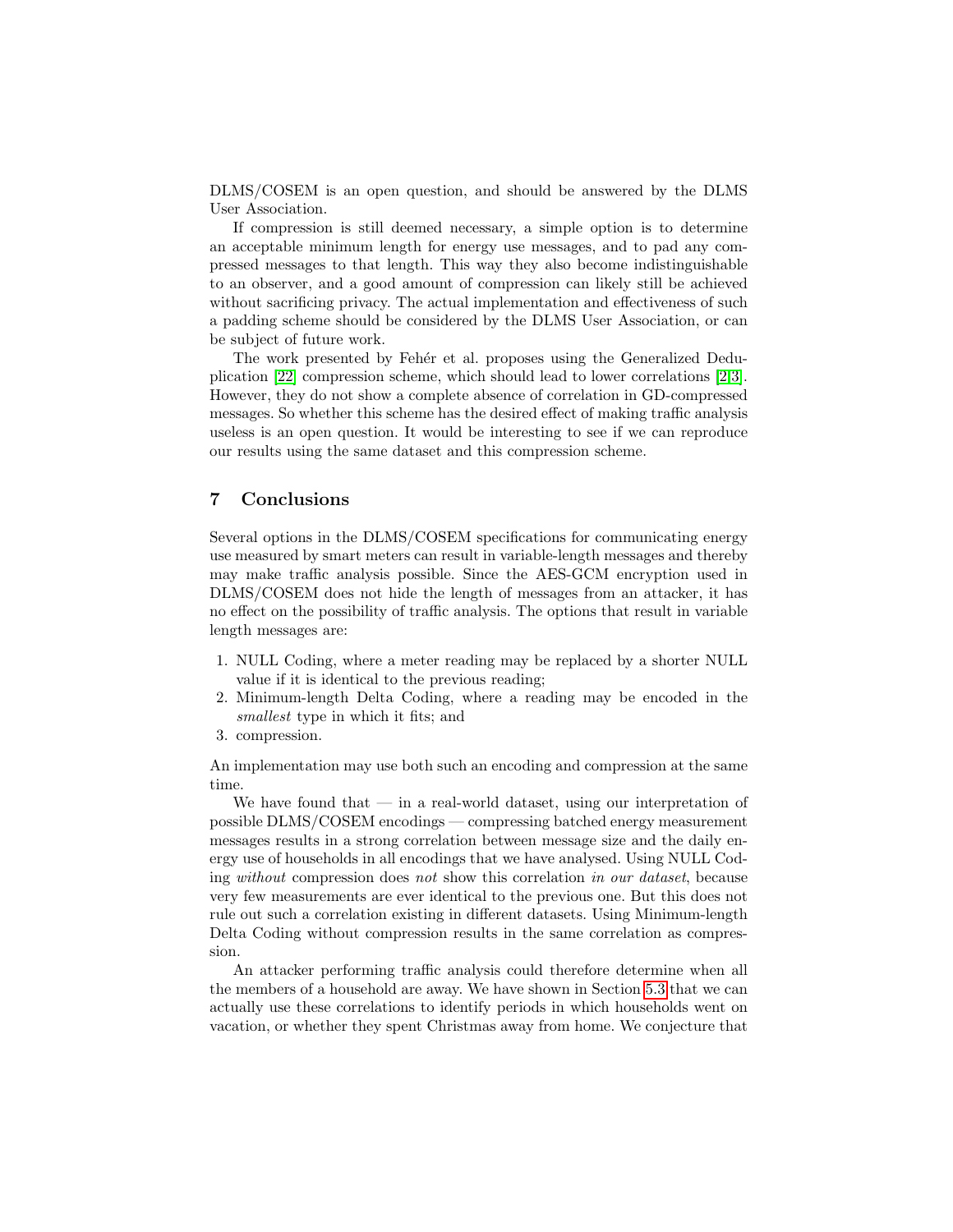DLMS/COSEM is an open question, and should be answered by the DLMS User Association.

If compression is still deemed necessary, a simple option is to determine an acceptable minimum length for energy use messages, and to pad any compressed messages to that length. This way they also become indistinguishable to an observer, and a good amount of compression can likely still be achieved without sacrificing privacy. The actual implementation and effectiveness of such a padding scheme should be considered by the DLMS User Association, or can be subject of future work.

The work presented by Fehér et al. proposes using the Generalized Deduplication [22] compression scheme, which should lead to lower correlations [2,3]. However, they do not show a complete absence of correlation in GD-compressed messages. So whether this scheme has the desired effect of making traffic analysis useless is an open question. It would be interesting to see if we can reproduce our results using the same dataset and this compression scheme.

## 7 Conclusions

Several options in the DLMS/COSEM specifications for communicating energy use measured by smart meters can result in variable-length messages and thereby may make traffic analysis possible. Since the AES-GCM encryption used in DLMS/COSEM does not hide the length of messages from an attacker, it has no effect on the possibility of traffic analysis. The options that result in variable length messages are:

1. NULL Coding, where a meter reading may be replaced by a shorter NULL value if it is identical to the previous reading;
2. Minimum-length Delta Coding, where a reading may be encoded in the *smallest* type in which it fits; and
3. compression.

An implementation may use both such an encoding and compression at the same time.

We have found that — in a real-world dataset, using our interpretation of possible DLMS/COSEM encodings — compressing batched energy measurement messages results in a strong correlation between message size and the daily energy use of households in all encodings that we have analysed. Using NULL Coding *without* compression does *not* show this correlation *in our dataset*, because very few measurements are ever identical to the previous one. But this does not rule out such a correlation existing in different datasets. Using Minimum-length Delta Coding without compression results in the same correlation as compression.

An attacker performing traffic analysis could therefore determine when all the members of a household are away. We have shown in Section 5.3 that we can actually use these correlations to identify periods in which households went on vacation, or whether they spent Christmas away from home. We conjecture that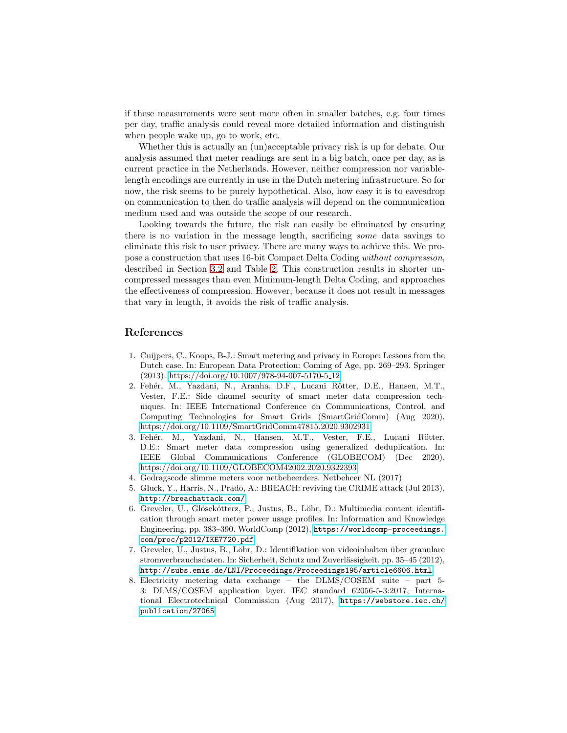if these measurements were sent more often in smaller batches, e.g. four times per day, traffic analysis could reveal more detailed information and distinguish when people wake up, go to work, etc.

Whether this is actually an (un)acceptable privacy risk is up for debate. Our analysis assumed that meter readings are sent in a big batch, once per day, as is current practice in the Netherlands. However, neither compression nor variable-length encodings are currently in use in the Dutch metering infrastructure. So for now, the risk seems to be purely hypothetical. Also, how easy it is to eavesdrop on communication to then do traffic analysis will depend on the communication medium used and was outside the scope of our research.

Looking towards the future, the risk can easily be eliminated by ensuring there is no variation in the message length, sacrificing *some* data savings to eliminate this risk to user privacy. There are many ways to achieve this. We propose a construction that uses 16-bit Compact Delta Coding *without compression*, described in Section 3.2 and Table 2. This construction results in shorter uncompressed messages than even Minimum-length Delta Coding, and approaches the effectiveness of compression. However, because it does not result in messages that vary in length, it avoids the risk of traffic analysis.

## References

1. Cuijpers, C., Koops, B-J.: Smart metering and privacy in Europe: Lessons from the Dutch case. In: European Data Protection: Coming of Age, pp. 269–293. Springer (2013). https://doi.org/10.1007/978-94-007-5170-5_12
2. Fehér, M., Yazdani, N., Aranha, D.F., Lucani Rötter, D.E., Hansen, M.T., Vester, F.E.: Side channel security of smart meter data compression techniques. In: IEEE International Conference on Communications, Control, and Computing Technologies for Smart Grids (SmartGridComm) (Aug 2020). https://doi.org/10.1109/SmartGridComm47815.2020.9302931
3. Fehér, M., Yazdani, N., Hansen, M.T., Vester, F.E., Lucani Rötter, D.E.: Smart meter data compression using generalized deduplication. In: IEEE Global Communications Conference (GLOBECOM) (Dec 2020). https://doi.org/10.1109/GLOBECOM42002.2020.9322393
4. Gedragscode slimme meters voor netbeheerders. Netbeheer NL (2017)
5. Gluck, Y., Harris, N., Prado, A.: BREACH: reviving the CRIME attack (Jul 2013), http://breachattack.com/
6. Greveler, U., Glösekötterz, P., Justus, B., Löhr, D.: Multimedia content identification through smart meter power usage profiles. In: Information and Knowledge Engineering. pp. 383–390. WorldComp (2012), https://worldcomp-proceedings.com/proc/p2012/IKE7720.pdf
7. Greveler, U., Justus, B., Löhr, D.: Identifikation von videoinhalten über granulare stromverbrauchsdaten. In: Sicherheit, Schutz und Zuverlässigkeit. pp. 35–45 (2012), http://subs.emis.de/LNI/Proceedings/Proceedings195/article6606.html
8. Electricity metering data exchange – the DLMS/COSEM suite – part 5-3: DLMS/COSEM application layer. IEC standard 62056-5-3:2017, International Electrotechnical Commission (Aug 2017), https://webstore.iec.ch/publication/27065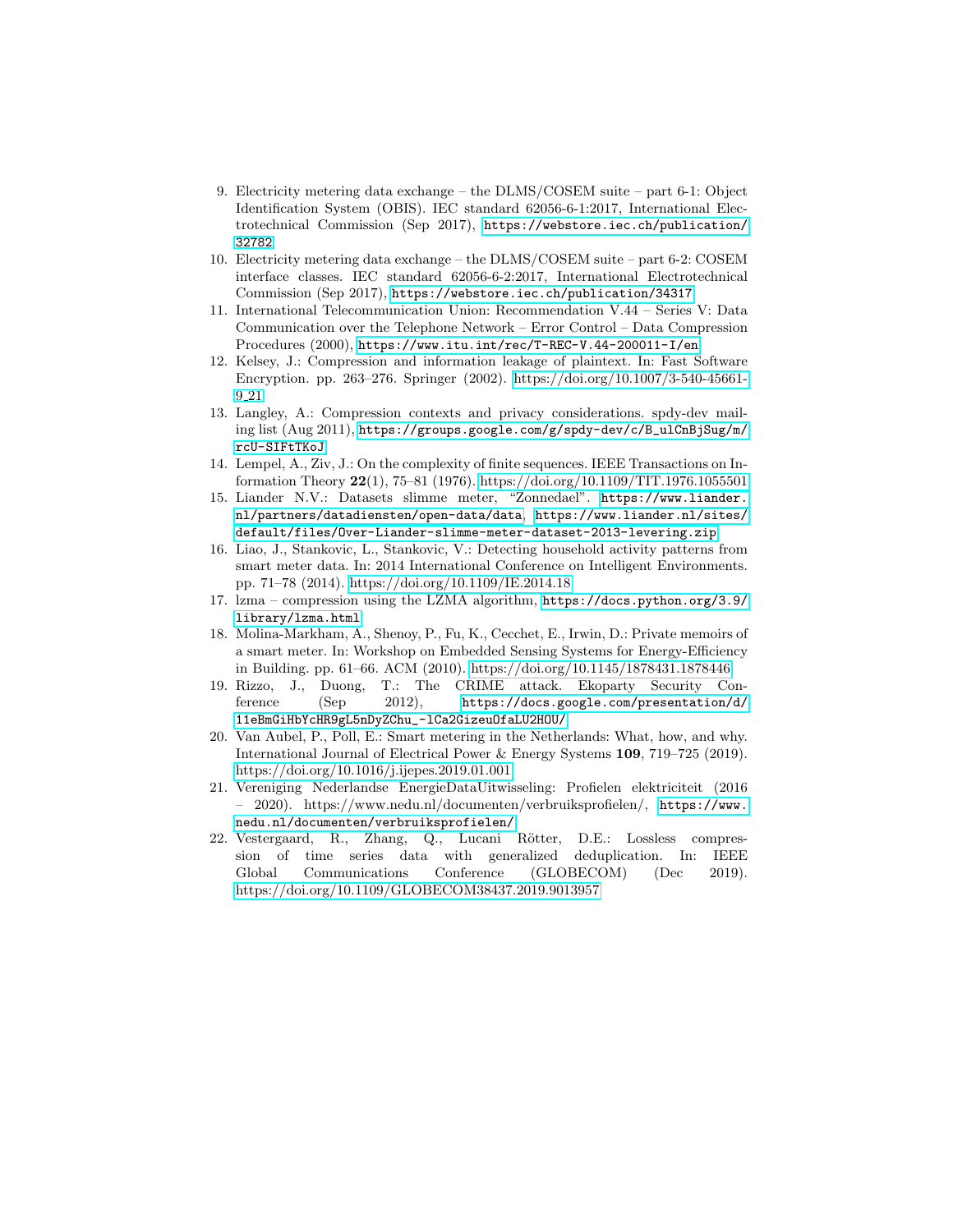9. Electricity metering data exchange – the DLMS/COSEM suite – part 6-1: Object Identification System (OBIS). IEC standard 62056-6-1:2017, International Electrotechnical Commission (Sep 2017), https://webstore.iec.ch/publication/32782
10. Electricity metering data exchange – the DLMS/COSEM suite – part 6-2: COSEM interface classes. IEC standard 62056-6-2:2017, International Electrotechnical Commission (Sep 2017), https://webstore.iec.ch/publication/34317
11. International Telecommunication Union: Recommendation V.44 – Series V: Data Communication over the Telephone Network – Error Control – Data Compression Procedures (2000), https://www.itu.int/rec/T-REC-V.44-200011-I/en
12. Kelsey, J.: Compression and information leakage of plaintext. In: Fast Software Encryption. pp. 263–276. Springer (2002). https://doi.org/10.1007/3-540-45661-9_21
13. Langley, A.: Compression contexts and privacy considerations. spdy-dev mailing list (Aug 2011), https://groups.google.com/g/spdy-dev/c/B_ulCnBjSug/m/rcU-SIFtTKoJ
14. Lempel, A., Ziv, J.: On the complexity of finite sequences. IEEE Transactions on Information Theory **22**(1), 75–81 (1976). https://doi.org/10.1109/TIT.1976.1055501
15. Liander N.V.: Datasets slimme meter, "Zonnedael". https://www.liander.nl/partners/datadiensten/open-data/data, https://www.liander.nl/sites/default/files/Over-Liander-slimme-meter-dataset-2013-levering.zip
16. Liao, J., Stankovic, L., Stankovic, V.: Detecting household activity patterns from smart meter data. In: 2014 International Conference on Intelligent Environments. pp. 71–78 (2014). https://doi.org/10.1109/IE.2014.18
17. lzma – compression using the LZMA algorithm, https://docs.python.org/3.9/library/lzma.html
18. Molina-Markham, A., Shenoy, P., Fu, K., Cecchet, E., Irwin, D.: Private memoirs of a smart meter. In: Workshop on Embedded Sensing Systems for Energy-Efficiency in Building. pp. 61–66. ACM (2010). https://doi.org/10.1145/1878431.1878446
19. Rizzo, J., Duong, T.: The CRIME attack. Ekoparty Security Conference (Sep 2012), https://docs.google.com/presentation/d/11eBmGiHbYcHR9gL5nDyZChu_-lCa2GizeuOfaLU2HOU/
20. Van Aubel, P., Poll, E.: Smart metering in the Netherlands: What, how, and why. International Journal of Electrical Power & Energy Systems **109**, 719–725 (2019). https://doi.org/10.1016/j.ijepes.2019.01.001
21. Vereniging Nederlandse EnergieDataUitwisseling: Profielen elektriciteit (2016 – 2020). https://www.nedu.nl/documenten/verbruiksprofielen/, https://www.nedu.nl/documenten/verbruiksprofielen/
22. Vestergaard, R., Zhang, Q., Lucani Rötter, D.E.: Lossless compression of time series data with generalized deduplication. In: IEEE Global Communications Conference (GLOBECOM) (Dec 2019). https://doi.org/10.1109/GLOBECOM38437.2019.9013957